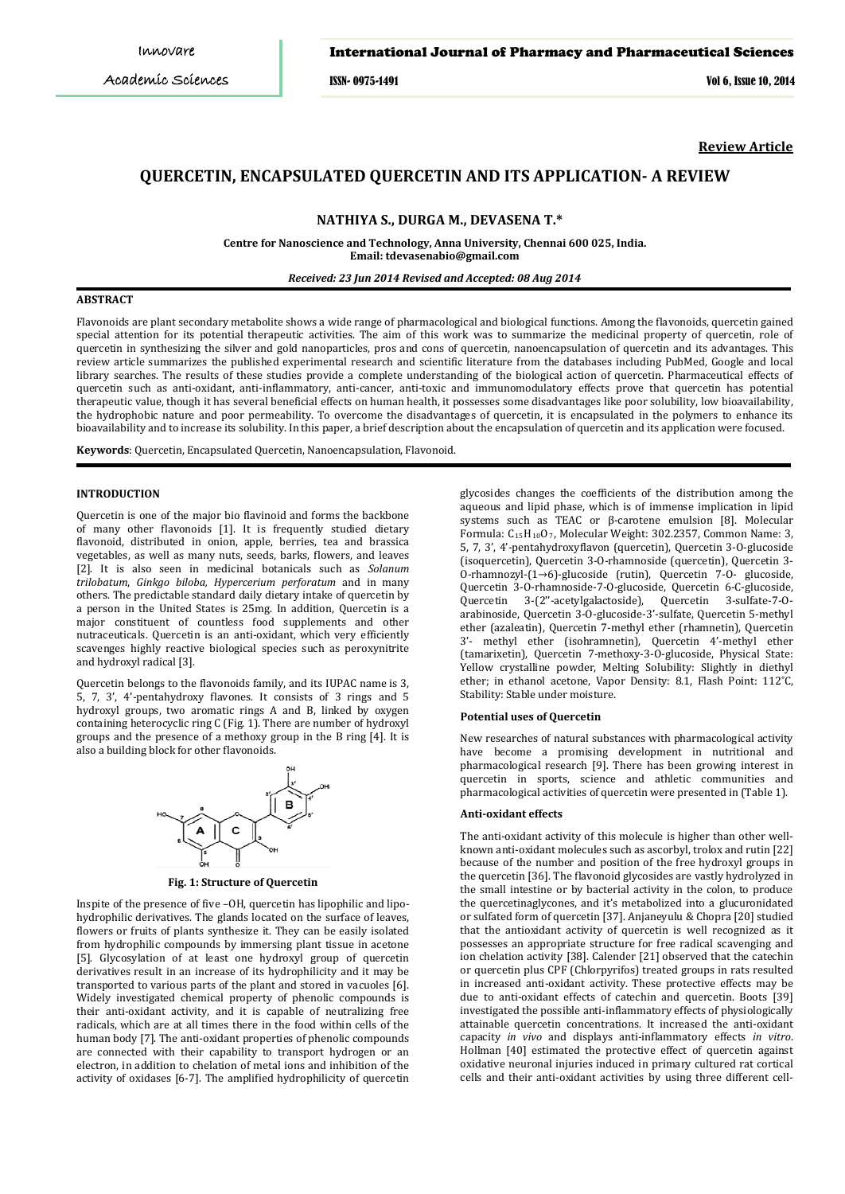**Review Article**

# QUERCETIN, ENCAPSULATED QUERCETIN AND ITS APPLICATION- A REVIEW

**NATHIYA S., DURGA M., DEVASENA T.***

**Centre for Nanoscience and Technology, Anna University, Chennai 600 025, India.**
**Email: tdevasenabio@gmail.com**

*Received: 23 Jun 2014 Revised and Accepted: 08 Aug 2014*

## ABSTRACT

Flavonoids are plant secondary metabolite shows a wide range of pharmacological and biological functions. Among the flavonoids, quercetin gained special attention for its potential therapeutic activities. The aim of this work was to summarize the medicinal property of quercetin, role of quercetin in synthesizing the silver and gold nanoparticles, pros and cons of quercetin, nanoencapsulation of quercetin and its advantages. This review article summarizes the published experimental research and scientific literature from the databases including PubMed, Google and local library searches. The results of these studies provide a complete understanding of the biological action of quercetin. Pharmaceutical effects of quercetin such as anti-oxidant, anti-inflammatory, anti-cancer, anti-toxic and immunomodulatory effects prove that quercetin has potential therapeutic value, though it has several beneficial effects on human health, it possesses some disadvantages like poor solubility, low bioavailability, the hydrophobic nature and poor permeability. To overcome the disadvantages of quercetin, it is encapsulated in the polymers to enhance its bioavailability and to increase its solubility. In this paper, a brief description about the encapsulation of quercetin and its application were focused.

**Keywords**: Quercetin, Encapsulated Quercetin, Nanoencapsulation, Flavonoid.

## INTRODUCTION

Quercetin is one of the major bio flavinoid and forms the backbone of many other flavonoids [1]. It is frequently studied dietary flavonoid, distributed in onion, apple, berries, tea and brassica vegetables, as well as many nuts, seeds, barks, flowers, and leaves [2]. It is also seen in medicinal botanicals such as *Solanum trilobatum*, *Ginkgo biloba, Hypercerium perforatum* and in many others. The predictable standard daily dietary intake of quercetin by a person in the United States is 25mg. In addition, Quercetin is a major constituent of countless food supplements and other nutraceuticals. Quercetin is an anti-oxidant, which very efficiently scavenges highly reactive biological species such as peroxynitrite and hydroxyl radical [3].

Quercetin belongs to the flavonoids family, and its IUPAC name is 3, 5, 7, 3', 4'-pentahydroxy flavones. It consists of 3 rings and 5 hydroxyl groups, two aromatic rings A and B, linked by oxygen containing heterocyclic ring C (Fig. 1). There are number of hydroxyl groups and the presence of a methoxy group in the B ring [4]. It is also a building block for other flavonoids.

**Fig. 1: Structure of Quercetin**

Inspite of the presence of five –OH, quercetin has lipophilic and lipo-hydrophilic derivatives. The glands located on the surface of leaves, flowers or fruits of plants synthesize it. They can be easily isolated from hydrophilic compounds by immersing plant tissue in acetone [5]. Glycosylation of at least one hydroxyl group of quercetin derivatives result in an increase of its hydrophilicity and it may be transported to various parts of the plant and stored in vacuoles [6]. Widely investigated chemical property of phenolic compounds is their anti-oxidant activity, and it is capable of neutralizing free radicals, which are at all times there in the food within cells of the human body [7]. The anti-oxidant properties of phenolic compounds are connected with their capability to transport hydrogen or an electron, in addition to chelation of metal ions and inhibition of the activity of oxidases [6-7]. The amplified hydrophilicity of quercetin glycosides changes the coefficients of the distribution among the aqueous and lipid phase, which is of immense implication in lipid systems such as TEAC or β-carotene emulsion [8]. Molecular Formula: $C_{15}H_{10}O_7$, Molecular Weight: 302.2357, Common Name: 3, 5, 7, 3', 4'-pentahydroxyflavon (quercetin), Quercetin 3-O-glucoside (isoquercetin), Quercetin 3-O-rhamnoside (quercetin), Quercetin 3-O-rhamnozyl-(1→6)-glucoside (rutin), Quercetin 7-O- glucoside, Quercetin 3-O-rhamnoside-7-O-glucoside, Quercetin 6-C-glucoside, Quercetin 3-(2''-acetylgalactoside), Quercetin 3-sulfate-7-O-arabinoside, Quercetin 3-O-glucoside-3'-sulfate, Quercetin 5-methyl ether (azaleatin), Quercetin 7-methyl ether (rhamnetin), Quercetin 3'- methyl ether (isohramnetin), Quercetin 4'-methyl ether (tamarixetin), Quercetin 7-methoxy-3-O-glucoside, Physical State: Yellow crystalline powder, Melting Solubility: Slightly in diethyl ether; in ethanol acetone, Vapor Density: 8.1, Flash Point: 112˚C, Stability: Stable under moisture.

### Potential uses of Quercetin

New researches of natural substances with pharmacological activity have become a promising development in nutritional and pharmacological research [9]. There has been growing interest in quercetin in sports, science and athletic communities and pharmacological activities of quercetin were presented in (Table 1).

### Anti-oxidant effects

The anti-oxidant activity of this molecule is higher than other well-known anti-oxidant molecules such as ascorbyl, trolox and rutin [22] because of the number and position of the free hydroxyl groups in the quercetin [36]. The flavonoid glycosides are vastly hydrolyzed in the small intestine or by bacterial activity in the colon, to produce the quercetinaglycones, and it's metabolized into a glucuronidated or sulfated form of quercetin [37]. Anjaneyulu & Chopra [20] studied that the antioxidant activity of quercetin is well recognized as it possesses an appropriate structure for free radical scavenging and ion chelation activity [38]. Calender [21] observed that the catechin or quercetin plus CPF (Chlorpyrifos) treated groups in rats resulted in increased anti-oxidant activity. These protective effects may be due to anti-oxidant effects of catechin and quercetin. Boots [39] investigated the possible anti-inflammatory effects of physiologically attainable quercetin concentrations. It increased the anti-oxidant capacity *in vivo* and displays anti-inflammatory effects *in vitro*. Hollman [40] estimated the protective effect of quercetin against oxidative neuronal injuries induced in primary cultured rat cortical cells and their anti-oxidant activities by using three different cell-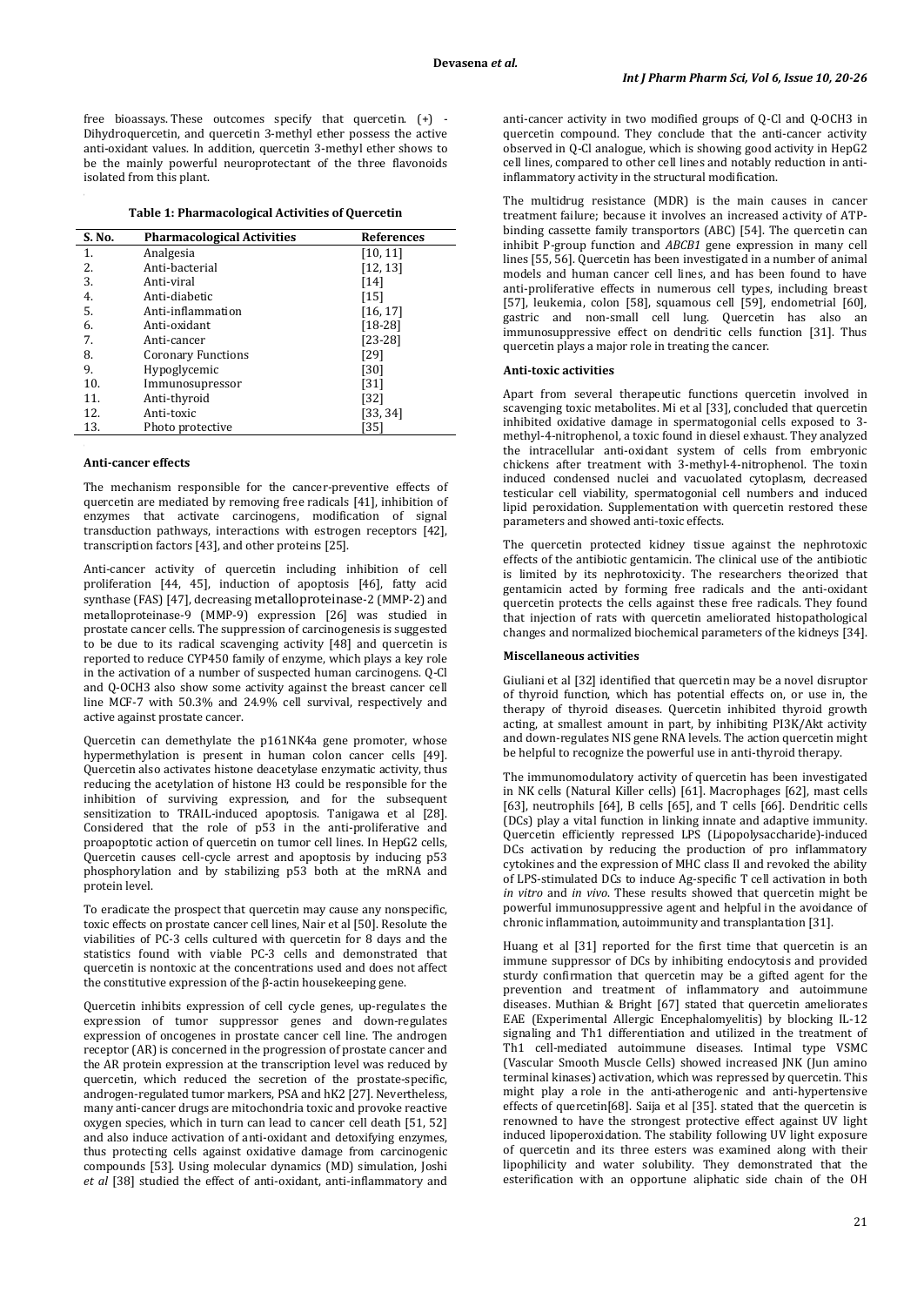free bioassays. These outcomes specify that quercetin. (+) - Dihydroquercetin, and quercetin 3-methyl ether possess the active anti-oxidant values. In addition, quercetin 3-methyl ether shows to be the mainly powerful neuroprotectant of the three flavonoids isolated from this plant.

**Table 1: Pharmacological Activities of Quercetin**

| S. No. | Pharmacological Activities | References |
|---|---|---|
| 1. | Analgesia | [10, 11] |
| 2. | Anti-bacterial | [12, 13] |
| 3. | Anti-viral | [14] |
| 4. | Anti-diabetic | [15] |
| 5. | Anti-inflammation | [16, 17] |
| 6. | Anti-oxidant | [18-28] |
| 7. | Anti-cancer | [23-28] |
| 8. | Coronary Functions | [29] |
| 9. | Hypoglycemic | [30] |
| 10. | Immunosupressor | [31] |
| 11. | Anti-thyroid | [32] |
| 12. | Anti-toxic | [33, 34] |
| 13. | Photo protective | [35] |

**Anti-cancer effects**

The mechanism responsible for the cancer-preventive effects of quercetin are mediated by removing free radicals [41], inhibition of enzymes that activate carcinogens, modification of signal transduction pathways, interactions with estrogen receptors [42], transcription factors [43], and other proteins [25].

Anti-cancer activity of quercetin including inhibition of cell proliferation [44, 45], induction of apoptosis [46], fatty acid synthase (FAS) [47], decreasing metalloproteinase-2 (MMP-2) and metalloproteinase-9 (MMP-9) expression [26] was studied in prostate cancer cells. The suppression of carcinogenesis is suggested to be due to its radical scavenging activity [48] and quercetin is reported to reduce CYP450 family of enzyme, which plays a key role in the activation of a number of suspected human carcinogens. Q-Cl and Q-OCH3 also show some activity against the breast cancer cell line MCF-7 with 50.3% and 24.9% cell survival, respectively and active against prostate cancer.

Quercetin can demethylate the p161NK4a gene promoter, whose hypermethylation is present in human colon cancer cells [49]. Quercetin also activates histone deacetylase enzymatic activity, thus reducing the acetylation of histone H3 could be responsible for the inhibition of surviving expression, and for the subsequent sensitization to TRAIL-induced apoptosis. Tanigawa et al [28]. Considered that the role of p53 in the anti-proliferative and proapoptotic action of quercetin on tumor cell lines. In HepG2 cells, Quercetin causes cell-cycle arrest and apoptosis by inducing p53 phosphorylation and by stabilizing p53 both at the mRNA and protein level.

To eradicate the prospect that quercetin may cause any nonspecific, toxic effects on prostate cancer cell lines, Nair et al [50]. Resolute the viabilities of PC-3 cells cultured with quercetin for 8 days and the statistics found with viable PC-3 cells and demonstrated that quercetin is nontoxic at the concentrations used and does not affect the constitutive expression of the β-actin housekeeping gene.

Quercetin inhibits expression of cell cycle genes, up-regulates the expression of tumor suppressor genes and down-regulates expression of oncogenes in prostate cancer cell line. The androgen receptor (AR) is concerned in the progression of prostate cancer and the AR protein expression at the transcription level was reduced by quercetin, which reduced the secretion of the prostate-specific, androgen-regulated tumor markers, PSA and hK2 [27]. Nevertheless, many anti-cancer drugs are mitochondria toxic and provoke reactive oxygen species, which in turn can lead to cancer cell death [51, 52] and also induce activation of anti-oxidant and detoxifying enzymes, thus protecting cells against oxidative damage from carcinogenic compounds [53]. Using molecular dynamics (MD) simulation, Joshi *et al* [38] studied the effect of anti-oxidant, anti-inflammatory and anti-cancer activity in two modified groups of Q-Cl and Q-OCH3 in quercetin compound. They conclude that the anti-cancer activity observed in Q-Cl analogue, which is showing good activity in HepG2 cell lines, compared to other cell lines and notably reduction in anti-inflammatory activity in the structural modification.

The multidrug resistance (MDR) is the main causes in cancer treatment failure; because it involves an increased activity of ATP-binding cassette family transportors (ABC) [54]. The quercetin can inhibit P-group function and *ABCB1* gene expression in many cell lines [55, 56]. Quercetin has been investigated in a number of animal models and human cancer cell lines, and has been found to have anti-proliferative effects in numerous cell types, including breast [57], leukemia, colon [58], squamous cell [59], endometrial [60], gastric and non-small cell lung. Quercetin has also an immunosuppressive effect on dendritic cells function [31]. Thus quercetin plays a major role in treating the cancer.

**Anti-toxic activities**

Apart from several therapeutic functions quercetin involved in scavenging toxic metabolites. Mi et al [33], concluded that quercetin inhibited oxidative damage in spermatogonial cells exposed to 3-methyl-4-nitrophenol, a toxic found in diesel exhaust. They analyzed the intracellular anti-oxidant system of cells from embryonic chickens after treatment with 3-methyl-4-nitrophenol. The toxin induced condensed nuclei and vacuolated cytoplasm, decreased testicular cell viability, spermatogonial cell numbers and induced lipid peroxidation. Supplementation with quercetin restored these parameters and showed anti-toxic effects.

The quercetin protected kidney tissue against the nephrotoxic effects of the antibiotic gentamicin. The clinical use of the antibiotic is limited by its nephrotoxicity. The researchers theorized that gentamicin acted by forming free radicals and the anti-oxidant quercetin protects the cells against these free radicals. They found that injection of rats with quercetin ameliorated histopathological changes and normalized biochemical parameters of the kidneys [34].

**Miscellaneous activities**

Giuliani et al [32] identified that quercetin may be a novel disruptor of thyroid function, which has potential effects on, or use in, the therapy of thyroid diseases. Quercetin inhibited thyroid growth acting, at smallest amount in part, by inhibiting PI3K/Akt activity and down-regulates NIS gene RNA levels. The action quercetin might be helpful to recognize the powerful use in anti-thyroid therapy.

The immunomodulatory activity of quercetin has been investigated in NK cells (Natural Killer cells) [61]. Macrophages [62], mast cells [63], neutrophils [64], B cells [65], and T cells [66]. Dendritic cells (DCs) play a vital function in linking innate and adaptive immunity. Quercetin efficiently repressed LPS (Lipopolysaccharide)-induced DCs activation by reducing the production of pro inflammatory cytokines and the expression of MHC class II and revoked the ability of LPS-stimulated DCs to induce Ag-specific T cell activation in both *in vitro* and *in vivo*. These results showed that quercetin might be powerful immunosuppressive agent and helpful in the avoidance of chronic inflammation, autoimmunity and transplantation [31].

Huang et al [31] reported for the first time that quercetin is an immune suppressor of DCs by inhibiting endocytosis and provided sturdy confirmation that quercetin may be a gifted agent for the prevention and treatment of inflammatory and autoimmune diseases. Muthian & Bright [67] stated that quercetin ameliorates EAE (Experimental Allergic Encephalomyelitis) by blocking IL-12 signaling and Th1 differentiation and utilized in the treatment of Th1 cell-mediated autoimmune diseases. Intimal type VSMC (Vascular Smooth Muscle Cells) showed increased JNK (Jun amino terminal kinases) activation, which was repressed by quercetin. This might play a role in the anti-atherogenic and anti-hypertensive effects of quercetin[68]. Saija et al [35]. stated that the quercetin is renowned to have the strongest protective effect against UV light induced lipoperoxidation. The stability following UV light exposure of quercetin and its three esters was examined along with their lipophilicity and water solubility. They demonstrated that the esterification with an opportune aliphatic side chain of the OH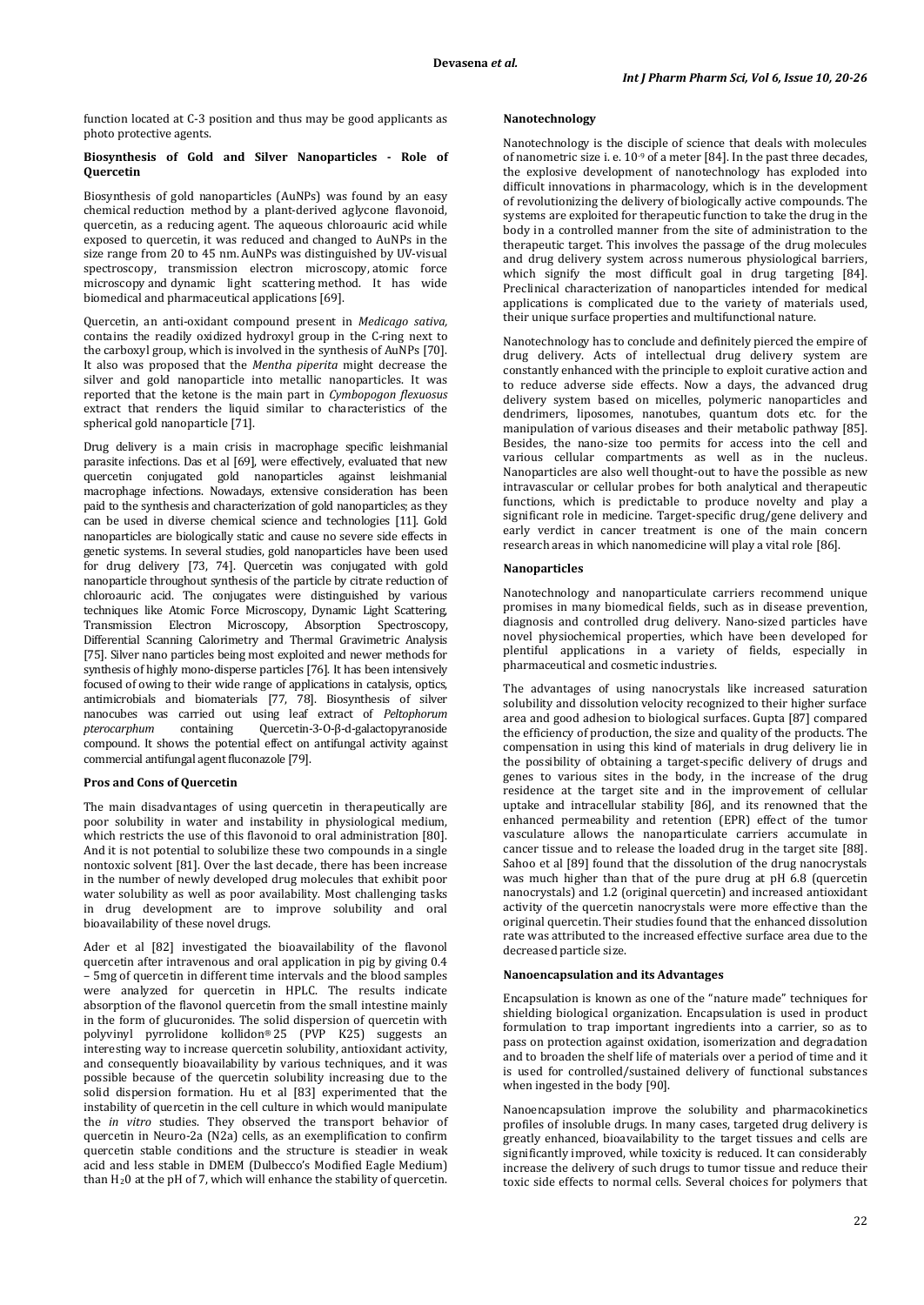function located at C-3 position and thus may be good applicants as photo protective agents.

### Biosynthesis of Gold and Silver Nanoparticles - Role of Quercetin

Biosynthesis of gold nanoparticles (AuNPs) was found by an easy chemical reduction method by a plant-derived aglycone flavonoid, quercetin, as a reducing agent. The aqueous chloroauric acid while exposed to quercetin, it was reduced and changed to AuNPs in the size range from 20 to 45 nm. AuNPs was distinguished by UV-visual spectroscopy, transmission electron microscopy, atomic force microscopy and dynamic light scattering method. It has wide biomedical and pharmaceutical applications [69].

Quercetin, an anti-oxidant compound present in *Medicago sativa,* contains the readily oxidized hydroxyl group in the C-ring next to the carboxyl group, which is involved in the synthesis of AuNPs [70]. It also was proposed that the *Mentha piperita* might decrease the silver and gold nanoparticle into metallic nanoparticles. It was reported that the ketone is the main part in *Cymbopogon flexuosus* extract that renders the liquid similar to characteristics of the spherical gold nanoparticle [71].

Drug delivery is a main crisis in macrophage specific leishmanial parasite infections. Das et al [69], were effectively, evaluated that new quercetin conjugated gold nanoparticles against leishmanial macrophage infections. Nowadays, extensive consideration has been paid to the synthesis and characterization of gold nanoparticles; as they can be used in diverse chemical science and technologies [11]. Gold nanoparticles are biologically static and cause no severe side effects in genetic systems. In several studies, gold nanoparticles have been used for drug delivery [73, 74]. Quercetin was conjugated with gold nanoparticle throughout synthesis of the particle by citrate reduction of chloroauric acid. The conjugates were distinguished by various techniques like Atomic Force Microscopy, Dynamic Light Scattering, Transmission Electron Microscopy, Absorption Spectroscopy, Differential Scanning Calorimetry and Thermal Gravimetric Analysis [75]. Silver nano particles being most exploited and newer methods for synthesis of highly mono-disperse particles [76]. It has been intensively focused of owing to their wide range of applications in catalysis, optics, antimicrobials and biomaterials [77, 78]. Biosynthesis of silver nanocubes was carried out using leaf extract of *Peltophorum pterocarphum* containing Quercetin-3-O-β-d-galactopyranoside compound. It shows the potential effect on antifungal activity against commercial antifungal agent fluconazole [79].

### Pros and Cons of Quercetin

The main disadvantages of using quercetin in therapeutically are poor solubility in water and instability in physiological medium, which restricts the use of this flavonoid to oral administration [80]. And it is not potential to solubilize these two compounds in a single nontoxic solvent [81]. Over the last decade, there has been increase in the number of newly developed drug molecules that exhibit poor water solubility as well as poor availability. Most challenging tasks in drug development are to improve solubility and oral bioavailability of these novel drugs.

Ader et al [82] investigated the bioavailability of the flavonol quercetin after intravenous and oral application in pig by giving 0.4 – 5mg of quercetin in different time intervals and the blood samples were analyzed for quercetin in HPLC. The results indicate absorption of the flavonol quercetin from the small intestine mainly in the form of glucuronides. The solid dispersion of quercetin with polyvinyl pyrrolidone kollidon® 25 (PVP K25) suggests an interesting way to increase quercetin solubility, antioxidant activity, and consequently bioavailability by various techniques, and it was possible because of the quercetin solubility increasing due to the solid dispersion formation. Hu et al [83] experimented that the instability of quercetin in the cell culture in which would manipulate the *in vitro* studies. They observed the transport behavior of quercetin in Neuro-2a (N2a) cells, as an exemplification to confirm quercetin stable conditions and the structure is steadier in weak acid and less stable in DMEM (Dulbecco's Modified Eagle Medium) than $H_20$ at the pH of 7, which will enhance the stability of quercetin.

### Nanotechnology

Nanotechnology is the disciple of science that deals with molecules of nanometric size i. e. $10^{-9}$ of a meter [84]. In the past three decades, the explosive development of nanotechnology has exploded into difficult innovations in pharmacology, which is in the development of revolutionizing the delivery of biologically active compounds. The systems are exploited for therapeutic function to take the drug in the body in a controlled manner from the site of administration to the therapeutic target. This involves the passage of the drug molecules and drug delivery system across numerous physiological barriers, which signify the most difficult goal in drug targeting [84]. Preclinical characterization of nanoparticles intended for medical applications is complicated due to the variety of materials used, their unique surface properties and multifunctional nature.

Nanotechnology has to conclude and definitely pierced the empire of drug delivery. Acts of intellectual drug delivery system are constantly enhanced with the principle to exploit curative action and to reduce adverse side effects. Now a days, the advanced drug delivery system based on micelles, polymeric nanoparticles and dendrimers, liposomes, nanotubes, quantum dots etc. for the manipulation of various diseases and their metabolic pathway [85]. Besides, the nano-size too permits for access into the cell and various cellular compartments as well as in the nucleus. Nanoparticles are also well thought-out to have the possible as new intravascular or cellular probes for both analytical and therapeutic functions, which is predictable to produce novelty and play a significant role in medicine. Target-specific drug/gene delivery and early verdict in cancer treatment is one of the main concern research areas in which nanomedicine will play a vital role [86].

### Nanoparticles

Nanotechnology and nanoparticulate carriers recommend unique promises in many biomedical fields, such as in disease prevention, diagnosis and controlled drug delivery. Nano-sized particles have novel physiochemical properties, which have been developed for plentiful applications in a variety of fields, especially in pharmaceutical and cosmetic industries.

The advantages of using nanocrystals like increased saturation solubility and dissolution velocity recognized to their higher surface area and good adhesion to biological surfaces. Gupta [87] compared the efficiency of production, the size and quality of the products. The compensation in using this kind of materials in drug delivery lie in the possibility of obtaining a target-specific delivery of drugs and genes to various sites in the body, in the increase of the drug residence at the target site and in the improvement of cellular uptake and intracellular stability [86], and its renowned that the enhanced permeability and retention (EPR) effect of the tumor vasculature allows the nanoparticulate carriers accumulate in cancer tissue and to release the loaded drug in the target site [88]. Sahoo et al [89] found that the dissolution of the drug nanocrystals was much higher than that of the pure drug at pH 6.8 (quercetin nanocrystals) and 1.2 (original quercetin) and increased antioxidant activity of the quercetin nanocrystals were more effective than the original quercetin. Their studies found that the enhanced dissolution rate was attributed to the increased effective surface area due to the decreased particle size.

### Nanoencapsulation and its Advantages

Encapsulation is known as one of the "nature made" techniques for shielding biological organization. Encapsulation is used in product formulation to trap important ingredients into a carrier, so as to pass on protection against oxidation, isomerization and degradation and to broaden the shelf life of materials over a period of time and it is used for controlled/sustained delivery of functional substances when ingested in the body [90].

Nanoencapsulation improve the solubility and pharmacokinetics profiles of insoluble drugs. In many cases, targeted drug delivery is greatly enhanced, bioavailability to the target tissues and cells are significantly improved, while toxicity is reduced. It can considerably increase the delivery of such drugs to tumor tissue and reduce their toxic side effects to normal cells. Several choices for polymers that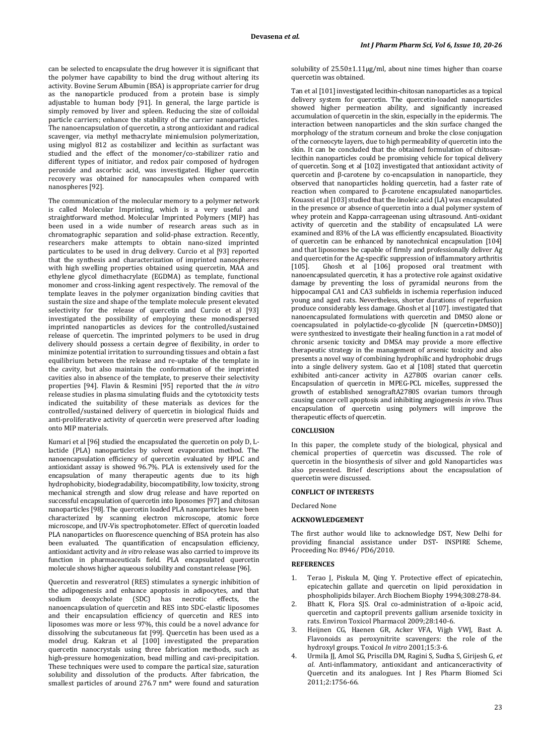can be selected to encapsulate the drug however it is significant that the polymer have capability to bind the drug without altering its activity. Bovine Serum Albumin (BSA) is appropriate carrier for drug as the nanoparticle produced from a protein base is simply adjustable to human body [91]. In general, the large particle is simply removed by liver and spleen. Reducing the size of colloidal particle carriers; enhance the stability of the carrier nanoparticles. The nanoencapsulation of quercetin, a strong antioxidant and radical scavenger, via methyl methacrylate miniemulsion polymerization, using miglyol 812 as costabilizer and lecithin as surfactant was studied and the effect of the monomer/co-stabilizer ratio and different types of initiator, and redox pair composed of hydrogen peroxide and ascorbic acid, was investigated. Higher quercetin recovery was obtained for nanocapsules when compared with nanospheres [92].

The communication of the molecular memory to a polymer network is called Molecular Imprinting, which is a very useful and straightforward method. Molecular Imprinted Polymers (MIP) has been used in a wide number of research areas such as in chromatographic separation and solid-phase extraction. Recently, researchers make attempts to obtain nano-sized imprinted particulates to be used in drug delivery. Curcio et al [93] reported that the synthesis and characterization of imprinted nanospheres with high swelling properties obtained using quercetin, MAA and ethylene glycol dimethacrylate (EGDMA) as template, functional monomer and cross-linking agent respectively. The removal of the template leaves in the polymer organization binding cavities that sustain the size and shape of the template molecule present elevated selectivity for the release of quercetin and Curcio et al [93] investigated the possibility of employing these monodispersed imprinted nanoparticles as devices for the controlled/sustained release of quercetin. The imprinted polymers to be used in drug delivery should possess a certain degree of flexibility, in order to minimize potential irritation to surrounding tissues and obtain a fast equilibrium between the release and re-uptake of the template in the cavity, but also maintain the conformation of the imprinted cavities also in absence of the template, to preserve their selectivity properties [94]. Flavin & Resmini [95] reported that the *in vitro* release studies in plasma simulating fluids and the cytotoxicity tests indicated the suitability of these materials as devices for the controlled/sustained delivery of quercetin in biological fluids and anti-proliferative activity of quercetin were preserved after loading onto MIP materials.

Kumari et al [96] studied the encapsulated the quercetin on poly D, L-lactide (PLA) nanoparticles by solvent evaporation method. The nanoencapsulation efficiency of quercetin evaluated by HPLC and antioxidant assay is showed 96.7%. PLA is extensively used for the encapsulation of many therapeutic agents due to its high hydrophobicity, biodegradability, biocompatibility, low toxicity, strong mechanical strength and slow drug release and have reported on successful encapsulation of quercetin into liposomes [97] and chitosan nanoparticles [98]. The quercetin loaded PLA nanoparticles have been characterized by scanning electron microscope, atomic force microscope, and UV-Vis spectrophotometer. Effect of quercetin loaded PLA nanoparticles on fluorescence quenching of BSA protein has also been evaluated. The quantification of encapsulation efficiency, antioxidant activity and *in vitro* release was also carried to improve its function in pharmaceuticals field. PLA encapsulated quercetin molecule shows higher aqueous solubility and constant release [96].

Quercetin and resveratrol (RES) stimulates a synergic inhibition of the adipogenesis and enhance apoptosis in adipocytes, and that sodium deoxycholate (SDC) has necrotic effects, the nanoencapsulation of quercetin and RES into SDC-elastic liposomes and their encapsulation efficiency of quercetin and RES into liposomes was more or less 97%, this could be a novel advance for dissolving the subcutaneous fat [99]. Quercetin has been used as a model drug. Kakran et al [100] investigated the preparation quercetin nanocrystals using three fabrication methods, such as high-pressure homogenization, bead milling and cavi-precipitation. These techniques were used to compare the partical size, saturation solubility and dissolution of the products. After fabrication, the smallest particles of around 276.7 nm* were found and saturation solubility of 25.50±1.11μg/ml, about nine times higher than coarse quercetin was obtained.

Tan et al [101] investigated lecithin-chitosan nanoparticles as a topical delivery system for quercetin. The quercetin-loaded nanoparticles showed higher permeation ability, and significantly increased accumulation of quercetin in the skin, especially in the epidermis. The interaction between nanoparticles and the skin surface changed the morphology of the stratum corneum and broke the close conjugation of the corneocyte layers, due to high permeability of quercetin into the skin. It can be concluded that the obtained formulation of chitosan-lecithin nanoparticles could be promising vehicle for topical delivery of quercetin. Song et al [102] investigated that antioxidant activity of quercetin and β-carotene by co-encapsulation in nanoparticle, they observed that nanoparticles holding quercetin, had a faster rate of reaction when compared to β-carotene encapsulated nanoparticles. Kouassi et al [103] studied that the linoleic acid (LA) was encapsulated in the presence or absence of quercetin into a dual polymer system of whey protein and Kappa-carrageenan using ultrasound. Anti-oxidant activity of quercetin and the stability of encapsulated LA were examined and 83% of the LA was efficiently encapsulated. Bioactivity of quercetin can be enhanced by nanotechnical encapsulation [104] and that liposomes be capable of firmly and professionally deliver Ag and quercetin for the Ag-specific suppression of inflammatory arthritis [105]. Ghosh et al [106] proposed oral treatment with nanoencapsulated quercetin, it has a protective role against oxidative damage by preventing the loss of pyramidal neurons from the hippocampal CA1 and CA3 subfields in ischemia reperfusion induced young and aged rats. Nevertheless, shorter durations of reperfusion produce considerably less damage. Ghosh et al [107]. investigated that nanoencapsulated formulations with quercetin and DMSO alone or coencapsulated in polylactide-co-glycolide [N (quercetin+DMSO)] were synthesized to investigate their healing function in a rat model of chronic arsenic toxicity and DMSA may provide a more effective therapeutic strategy in the management of arsenic toxicity and also presents a novel way of combining hydrophilic and hydrophobic drugs into a single delivery system. Gao et al [108] stated that quercetin exhibited anti-cancer activity in A2780S ovarian cancer cells. Encapsulation of quercetin in MPEG-PCL micelles, suppressed the growth of established xenograftA2780S ovarian tumors through causing cancer cell apoptosis and inhibiting angiogenesis *in vivo*. Thus encapsulation of quercetin using polymers will improve the therapeutic effects of quercetin.

## CONCLUSION

In this paper, the complete study of the biological, physical and chemical properties of quercetin was discussed. The role of quercetin in the biosynthesis of silver and gold Nanoparticles was also presented. Brief descriptions about the encapsulation of quercetin were discussed.

## CONFLICT OF INTERESTS

Declared None

## ACKNOWLEDGEMENT

The first author would like to acknowledge DST, New Delhi for providing financial assistance under DST- INSPIRE Scheme, Proceeding No: 8946/ PD6/2010.

## REFERENCES

1. Terao J, Piskula M, Qing Y. Protective effect of epicatechin, epicatechin gallate and quercetin on lipid peroxidation in phospholipids bilayer. Arch Biochem Biophy 1994;308:278-84.
2. Bhatt K, Flora SJS. Oral co-administration of α-lipoic acid, quercetin and captopril prevents gallium arsenide toxicity in rats. Environ Toxicol Pharmacol 2009;28:140-6.
3. Heijnen CG, Haenen GR, Acker VFA, Vijgh VWJ, Bast A. Flavonoids as peroxynitrite scavengers: the role of the hydroxyl groups. Toxicol *In vitro* 2001;15:3-6.
4. Urmila JJ, Amol SG, Priscilla DM, Ragini S, Sudha S, Girijesh G, *et al.* Anti-inflammatory, antioxidant and anticanceractivity of Quercetin and its analogues. Int J Res Pharm Biomed Sci 2011;2:1756-66.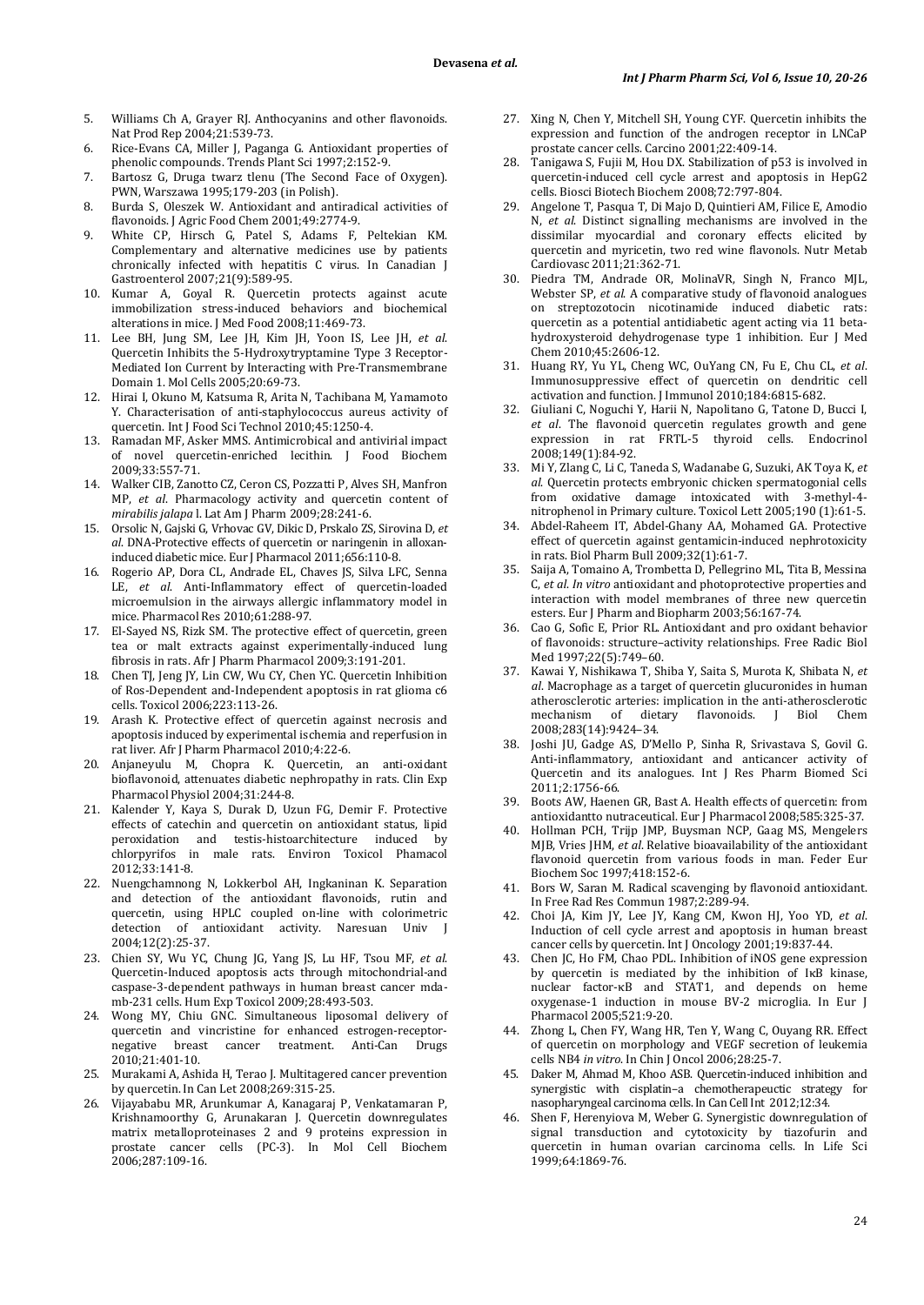5. Williams Ch A, Grayer RJ. Anthocyanins and other flavonoids. Nat Prod Rep 2004;21:539-73.
6. Rice-Evans CA, Miller J, Paganga G. Antioxidant properties of phenolic compounds. Trends Plant Sci 1997;2:152-9.
7. Bartosz G, Druga twarz tlenu (The Second Face of Oxygen). PWN, Warszawa 1995;179-203 (in Polish).
8. Burda S, Oleszek W. Antioxidant and antiradical activities of flavonoids. J Agric Food Chem 2001;49:2774-9.
9. White CP, Hirsch G, Patel S, Adams F, Peltekian KM. Complementary and alternative medicines use by patients chronically infected with hepatitis C virus. In Canadian J Gastroenterol 2007;21(9):589-95.
10. Kumar A, Goyal R. Quercetin protects against acute immobilization stress-induced behaviors and biochemical alterations in mice. J Med Food 2008;11:469-73.
11. Lee BH, Jung SM, Lee JH, Kim JH, Yoon IS, Lee JH, *et al*. Quercetin Inhibits the 5-Hydroxytryptamine Type 3 Receptor-Mediated Ion Current by Interacting with Pre-Transmembrane Domain 1. Mol Cells 2005;20:69-73.
12. Hirai I, Okuno M, Katsuma R, Arita N, Tachibana M, Yamamoto Y. Characterisation of anti-staphylococcus aureus activity of quercetin. Int J Food Sci Technol 2010;45:1250-4.
13. Ramadan MF, Asker MMS. Antimicrobical and antivirial impact of novel quercetin-enriched lecithin. J Food Biochem 2009;33:557-71.
14. Walker CIB, Zanotto CZ, Ceron CS, Pozzatti P, Alves SH, Manfron MP, *et al*. Pharmacology activity and quercetin content of *mirabilis jalapa* l. Lat Am J Pharm 2009;28:241-6.
15. Orsolic N, Gajski G, Vrhovac GV, Dikic D, Prskalo ZS, Sirovina D, *et al*. DNA-Protective effects of quercetin or naringenin in alloxan-induced diabetic mice. Eur J Pharmacol 2011;656:110-8.
16. Rogerio AP, Dora CL, Andrade EL, Chaves JS, Silva LFC, Senna LE, *et al*. Anti-Inflammatory effect of quercetin-loaded microemulsion in the airways allergic inflammatory model in mice. Pharmacol Res 2010;61:288-97.
17. El-Sayed NS, Rizk SM. The protective effect of quercetin, green tea or malt extracts against experimentally-induced lung fibrosis in rats. Afr J Pharm Pharmacol 2009;3:191-201.
18. Chen TJ, Jeng JY, Lin CW, Wu CY, Chen YC. Quercetin Inhibition of Ros-Dependent and-Independent apoptosis in rat glioma c6 cells. Toxicol 2006;223:113-26.
19. Arash K. Protective effect of quercetin against necrosis and apoptosis induced by experimental ischemia and reperfusion in rat liver. Afr J Pharm Pharmacol 2010;4:22-6.
20. Anjaneyulu M, Chopra K. Quercetin, an anti-oxidant bioflavonoid, attenuates diabetic nephropathy in rats. Clin Exp Pharmacol Physiol 2004;31:244-8.
21. Kalender Y, Kaya S, Durak D, Uzun FG, Demir F. Protective effects of catechin and quercetin on antioxidant status, lipid peroxidation and testis-histoarchitecture induced by chlorpyrifos in male rats. Environ Toxicol Phamacol 2012;33:141-8.
22. Nuengchamnong N, Lokkerbol AH, Ingkaninan K. Separation and detection of the antioxidant flavonoids, rutin and quercetin, using HPLC coupled on-line with colorimetric detection of antioxidant activity. Naresuan Univ J 2004;12(2):25-37.
23. Chien SY, Wu YC, Chung JG, Yang JS, Lu HF, Tsou MF, *et al*. Quercetin-Induced apoptosis acts through mitochondrial-and caspase-3-dependent pathways in human breast cancer mda-mb-231 cells. Hum Exp Toxicol 2009;28:493-503.
24. Wong MY, Chiu GNC. Simultaneous liposomal delivery of quercetin and vincristine for enhanced estrogen-receptor-negative breast cancer treatment. Anti-Can Drugs 2010;21:401-10.
25. Murakami A, Ashida H, Terao J. Multitagered cancer prevention by quercetin. In Can Let 2008;269:315-25.
26. Vijayababu MR, Arunkumar A, Kanagaraj P, Venkatamaran P, Krishnamoorthy G, Arunakaran J. Quercetin downregulates matrix metalloproteinases 2 and 9 proteins expression in prostate cancer cells (PC-3). In Mol Cell Biochem 2006;287:109-16.
27. Xing N, Chen Y, Mitchell SH, Young CYF. Quercetin inhibits the expression and function of the androgen receptor in LNCaP prostate cancer cells. Carcino 2001;22:409-14.
28. Tanigawa S, Fujii M, Hou DX. Stabilization of p53 is involved in quercetin-induced cell cycle arrest and apoptosis in HepG2 cells. Biosci Biotech Biochem 2008;72:797-804.
29. Angelone T, Pasqua T, Di Majo D, Quintieri AM, Filice E, Amodio N, *et al*. Distinct signalling mechanisms are involved in the dissimilar myocardial and coronary effects elicited by quercetin and myricetin, two red wine flavonols. Nutr Metab Cardiovasc 2011;21:362-71.
30. Piedra TM, Andrade OR, MolinaVR, Singh N, Franco MJL, Webster SP, *et al*. A comparative study of flavonoid analogues on streptozotocin nicotinamide induced diabetic rats: quercetin as a potential antidiabetic agent acting via 11 beta-hydroxysteroid dehydrogenase type 1 inhibition. Eur J Med Chem 2010;45:2606-12.
31. Huang RY, Yu YL, Cheng WC, OuYang CN, Fu E, Chu CL, *et al*. Immunosuppressive effect of quercetin on dendritic cell activation and function. J Immunol 2010;184:6815-682.
32. Giuliani C, Noguchi Y, Harii N, Napolitano G, Tatone D, Bucci I, *et al*. The flavonoid quercetin regulates growth and gene expression in rat FRTL-5 thyroid cells. Endocrinol 2008;149(1):84-92.
33. Mi Y, Zlang C, Li C, Taneda S, Wadanabe G, Suzuki, AK Toya K, *et al*. Quercetin protects embryonic chicken spermatogonial cells from oxidative damage intoxicated with 3-methyl-4-nitrophenol in Primary culture. Toxicol Lett 2005;190 (1):61-5.
34. Abdel-Raheem IT, Abdel-Ghany AA, Mohamed GA. Protective effect of quercetin against gentamicin-induced nephrotoxicity in rats. Biol Pharm Bull 2009;32(1):61-7.
35. Saija A, Tomaino A, Trombetta D, Pellegrino ML, Tita B, Messina C, *et al*. *In vitro* antioxidant and photoprotective properties and interaction with model membranes of three new quercetin esters. Eur J Pharm and Biopharm 2003;56:167-74.
36. Cao G, Sofic E, Prior RL. Antioxidant and pro oxidant behavior of flavonoids: structure–activity relationships. Free Radic Biol Med 1997;22(5):749–60.
37. Kawai Y, Nishikawa T, Shiba Y, Saita S, Murota K, Shibata N, *et al*. Macrophage as a target of quercetin glucuronides in human atherosclerotic arteries: implication in the anti-atherosclerotic mechanism of dietary flavonoids. J Biol Chem 2008;283(14):9424–34.
38. Joshi JU, Gadge AS, D'Mello P, Sinha R, Srivastava S, Govil G. Anti-inflammatory, antioxidant and anticancer activity of Quercetin and its analogues. Int J Res Pharm Biomed Sci 2011;2:1756-66.
39. Boots AW, Haenen GR, Bast A. Health effects of quercetin: from antioxidantto nutraceutical. Eur J Pharmacol 2008;585:325-37.
40. Hollman PCH, Trijp JMP, Buysman NCP, Gaag MS, Mengelers MJB, Vries JHM, *et al*. Relative bioavailability of the antioxidant flavonoid quercetin from various foods in man. Feder Eur Biochem Soc 1997;418:152-6.
41. Bors W, Saran M. Radical scavenging by flavonoid antioxidant. In Free Rad Res Commun 1987;2:289-94.
42. Choi JA, Kim JY, Lee JY, Kang CM, Kwon HJ, Yoo YD, *et al*. Induction of cell cycle arrest and apoptosis in human breast cancer cells by quercetin. Int J Oncology 2001;19:837-44.
43. Chen JC, Ho FM, Chao PDL. Inhibition of iNOS gene expression by quercetin is mediated by the inhibition of IκB kinase, nuclear factor-κB and STAT1, and depends on heme oxygenase-1 induction in mouse BV-2 microglia. In Eur J Pharmacol 2005;521:9-20.
44. Zhong L, Chen FY, Wang HR, Ten Y, Wang C, Ouyang RR. Effect of quercetin on morphology and VEGF secretion of leukemia cells NB4 *in vitro*. In Chin J Oncol 2006;28:25-7.
45. Daker M, Ahmad M, Khoo ASB. Quercetin-induced inhibition and synergistic with cisplatin–a chemotherapeutic strategy for nasopharyngeal carcinoma cells. In Can Cell Int 2012;12:34.
46. Shen F, Herenyiova M, Weber G. Synergistic downregulation of signal transduction and cytotoxicity by tiazofurin and quercetin in human ovarian carcinoma cells. In Life Sci 1999;64:1869-76.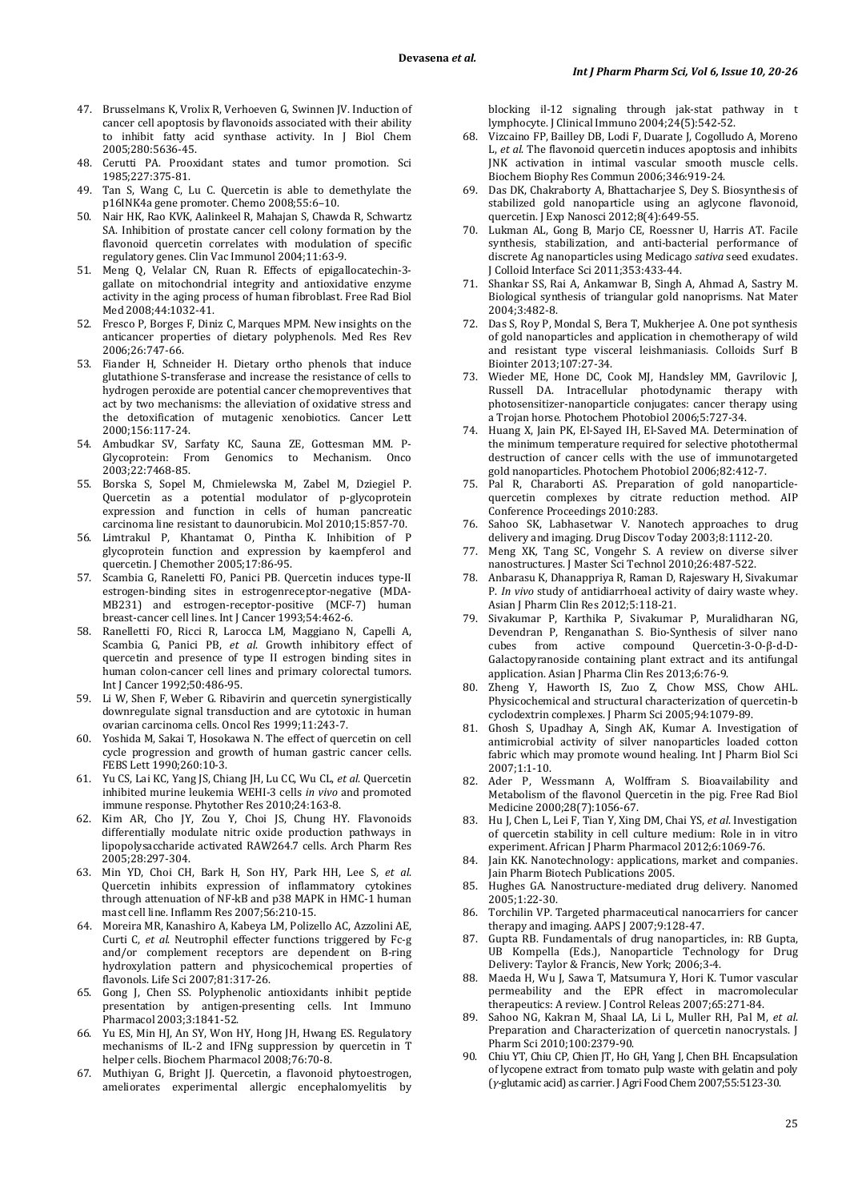47. Brusselmans K, Vrolix R, Verhoeven G, Swinnen JV. Induction of cancer cell apoptosis by flavonoids associated with their ability to inhibit fatty acid synthase activity. In J Biol Chem 2005;280:5636-45.
48. Cerutti PA. Prooxidant states and tumor promotion. Sci 1985;227:375-81.
49. Tan S, Wang C, Lu C. Quercetin is able to demethylate the p16INK4a gene promoter. Chemo 2008;55:6–10.
50. Nair HK, Rao KVK, Aalinkeel R, Mahajan S, Chawda R, Schwartz SA. Inhibition of prostate cancer cell colony formation by the flavonoid quercetin correlates with modulation of specific regulatory genes. Clin Vac Immunol 2004;11:63-9.
51. Meng Q, Velalar CN, Ruan R. Effects of epigallocatechin-3-gallate on mitochondrial integrity and antioxidative enzyme activity in the aging process of human fibroblast. Free Rad Biol Med 2008;44:1032-41.
52. Fresco P, Borges F, Diniz C, Marques MPM. New insights on the anticancer properties of dietary polyphenols. Med Res Rev 2006;26:747-66.
53. Fiander H, Schneider H. Dietary ortho phenols that induce glutathione S-transferase and increase the resistance of cells to hydrogen peroxide are potential cancer chemopreventives that act by two mechanisms: the alleviation of oxidative stress and the detoxification of mutagenic xenobiotics. Cancer Lett 2000;156:117-24.
54. Ambudkar SV, Sarfaty KC, Sauna ZE, Gottesman MM. P-Glycoprotein: From Genomics to Mechanism. Onco 2003;22:7468-85.
55. Borska S, Sopel M, Chmielewska M, Zabel M, Dziegiel P. Quercetin as a potential modulator of p-glycoprotein expression and function in cells of human pancreatic carcinoma line resistant to daunorubicin. Mol 2010;15:857-70.
56. Limtrakul P, Khantamat O, Pintha K. Inhibition of P glycoprotein function and expression by kaempferol and quercetin. J Chemother 2005;17:86-95.
57. Scambia G, Raneletti FO, Panici PB. Quercetin induces type-II estrogen-binding sites in estrogenreceptor-negative (MDA-MB231) and estrogen-receptor-positive (MCF-7) human breast-cancer cell lines. Int J Cancer 1993;54:462-6.
58. Ranelletti FO, Ricci R, Larocca LM, Maggiano N, Capelli A, Scambia G, Panici PB, *et al*. Growth inhibitory effect of quercetin and presence of type II estrogen binding sites in human colon-cancer cell lines and primary colorectal tumors. Int J Cancer 1992;50:486-95.
59. Li W, Shen F, Weber G. Ribavirin and quercetin synergistically downregulate signal transduction and are cytotoxic in human ovarian carcinoma cells. Oncol Res 1999;11:243-7.
60. Yoshida M, Sakai T, Hosokawa N. The effect of quercetin on cell cycle progression and growth of human gastric cancer cells. FEBS Lett 1990;260:10-3.
61. Yu CS, Lai KC, Yang JS, Chiang JH, Lu CC, Wu CL, *et al*. Quercetin inhibited murine leukemia WEHI-3 cells *in vivo* and promoted immune response. Phytother Res 2010;24:163-8.
62. Kim AR, Cho JY, Zou Y, Choi JS, Chung HY. Flavonoids differentially modulate nitric oxide production pathways in lipopolysaccharide activated RAW264.7 cells. Arch Pharm Res 2005;28:297-304.
63. Min YD, Choi CH, Bark H, Son HY, Park HH, Lee S, *et al*. Quercetin inhibits expression of inflammatory cytokines through attenuation of NF-kB and p38 MAPK in HMC-1 human mast cell line. Inflamm Res 2007;56:210-15.
64. Moreira MR, Kanashiro A, Kabeya LM, Polizello AC, Azzolini AE, Curti C, *et al*. Neutrophil effecter functions triggered by Fc-g and/or complement receptors are dependent on B-ring hydroxylation pattern and physicochemical properties of flavonols. Life Sci 2007;81:317-26.
65. Gong J, Chen SS. Polyphenolic antioxidants inhibit peptide presentation by antigen-presenting cells. Int Immuno Pharmacol 2003;3:1841-52.
66. Yu ES, Min HJ, An SY, Won HY, Hong JH, Hwang ES. Regulatory mechanisms of IL-2 and IFNg suppression by quercetin in T helper cells. Biochem Pharmacol 2008;76:70-8.
67. Muthiyan G, Bright JJ. Quercetin, a flavonoid phytoestrogen, ameliorates experimental allergic encephalomyelitis by blocking il-12 signaling through jak-stat pathway in t lymphocyte. J Clinical Immuno 2004;24(5):542-52.
68. Vizcaino FP, Bailley DB, Lodi F, Duarate J, Cogolludo A, Moreno L, *et al*. The flavonoid quercetin induces apoptosis and inhibits JNK activation in intimal vascular smooth muscle cells. Biochem Biophy Res Commun 2006;346:919-24.
69. Das DK, Chakraborty A, Bhattacharjee S, Dey S. Biosynthesis of stabilized gold nanoparticle using an aglycone flavonoid, quercetin. J Exp Nanosci 2012;8(4):649-55.
70. Lukman AL, Gong B, Marjo CE, Roessner U, Harris AT. Facile synthesis, stabilization, and anti-bacterial performance of discrete Ag nanoparticles using Medicago *sativa* seed exudates. J Colloid Interface Sci 2011;353:433-44.
71. Shankar SS, Rai A, Ankamwar B, Singh A, Ahmad A, Sastry M. Biological synthesis of triangular gold nanoprisms. Nat Mater 2004;3:482-8.
72. Das S, Roy P, Mondal S, Bera T, Mukherjee A. One pot synthesis of gold nanoparticles and application in chemotherapy of wild and resistant type visceral leishmaniasis. Colloids Surf B Biointer 2013;107:27-34.
73. Wieder ME, Hone DC, Cook MJ, Handsley MM, Gavrilovic J, Russell DA. Intracellular photodynamic therapy with photosensitizer-nanoparticle conjugates: cancer therapy using a Trojan horse. Photochem Photobiol 2006;5:727-34.
74. Huang X, Jain PK, El-Sayed IH, El-Saved MA. Determination of the minimum temperature required for selective photothermal destruction of cancer cells with the use of immunotargeted gold nanoparticles. Photochem Photobiol 2006;82:412-7.
75. Pal R, Charaborti AS. Preparation of gold nanoparticle-quercetin complexes by citrate reduction method. AIP Conference Proceedings 2010:283.
76. Sahoo SK, Labhasetwar V. Nanotech approaches to drug delivery and imaging. Drug Discov Today 2003;8:1112-20.
77. Meng XK, Tang SC, Vongehr S. A review on diverse silver nanostructures. J Master Sci Technol 2010;26:487-522.
78. Anbarasu K, Dhanappriya R, Raman D, Rajeswary H, Sivakumar P. *In vivo* study of antidiarrhoeal activity of dairy waste whey. Asian J Pharm Clin Res 2012;5:118-21.
79. Sivakumar P, Karthika P, Sivakumar P, Muralidharan NG, Devendran P, Renganathan S. Bio-Synthesis of silver nano cubes from active compound Quercetin-3-O-β-d-D-Galactopyranoside containing plant extract and its antifungal application. Asian J Pharma Clin Res 2013;6:76-9.
80. Zheng Y, Haworth IS, Zuo Z, Chow MSS, Chow AHL. Physicochemical and structural characterization of quercetin-b cyclodextrin complexes. J Pharm Sci 2005;94:1079-89.
81. Ghosh S, Upadhay A, Singh AK, Kumar A. Investigation of antimicrobial activity of silver nanoparticles loaded cotton fabric which may promote wound healing. Int J Pharm Biol Sci 2007;1:1-10.
82. Ader P, Wessmann A, Wolffram S. Bioavailability and Metabolism of the flavonol Quercetin in the pig. Free Rad Biol Medicine 2000;28(7):1056-67.
83. Hu J, Chen L, Lei F, Tian Y, Xing DM, Chai YS, *et al*. Investigation of quercetin stability in cell culture medium: Role in in vitro experiment. African J Pharm Pharmacol 2012;6:1069-76.
84. Jain KK. Nanotechnology: applications, market and companies. Jain Pharm Biotech Publications 2005.
85. Hughes GA. Nanostructure-mediated drug delivery. Nanomed 2005;1:22-30.
86. Torchilin VP. Targeted pharmaceutical nanocarriers for cancer therapy and imaging. AAPS J 2007;9:128-47.
87. Gupta RB. Fundamentals of drug nanoparticles, in: RB Gupta, UB Kompella (Eds.), Nanoparticle Technology for Drug Delivery: Taylor & Francis, New York; 2006;3-4.
88. Maeda H, Wu J, Sawa T, Matsumura Y, Hori K. Tumor vascular permeability and the EPR effect in macromolecular therapeutics: A review. J Control Releas 2007;65:271-84.
89. Sahoo NG, Kakran M, Shaal LA, Li L, Muller RH, Pal M, *et al*. Preparation and Characterization of quercetin nanocrystals. J Pharm Sci 2010;100:2379-90.
90. Chiu YT, Chiu CP, Chien JT, Ho GH, Yang J, Chen BH. Encapsulation of lycopene extract from tomato pulp waste with gelatin and poly ($\gamma$-glutamic acid) as carrier. J Agri Food Chem 2007;55:5123-30.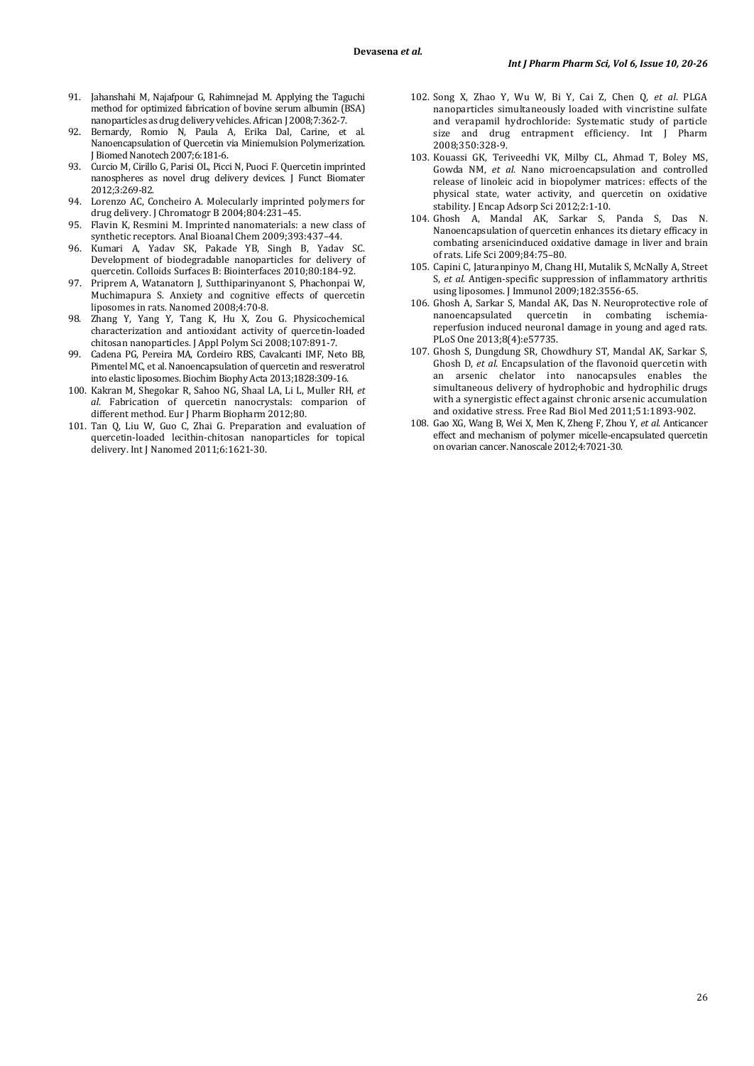91. Jahanshahi M, Najafpour G, Rahimnejad M. Applying the Taguchi method for optimized fabrication of bovine serum albumin (BSA) nanoparticles as drug delivery vehicles. African J 2008;7:362-7.
92. Bernardy, Romio N, Paula A, Erika Dal, Carine, et al. Nanoencapsulation of Quercetin via Miniemulsion Polymerization. J Biomed Nanotech 2007;6:181-6.
93. Curcio M, Cirillo G, Parisi OL, Picci N, Puoci F. Quercetin imprinted nanospheres as novel drug delivery devices. J Funct Biomater 2012;3:269-82.
94. Lorenzo AC, Concheiro A. Molecularly imprinted polymers for drug delivery. J Chromatogr B 2004;804:231–45.
95. Flavin K, Resmini M. Imprinted nanomaterials: a new class of synthetic receptors. Anal Bioanal Chem 2009;393:437–44.
96. Kumari A, Yadav SK, Pakade YB, Singh B, Yadav SC. Development of biodegradable nanoparticles for delivery of quercetin. Colloids Surfaces B: Biointerfaces 2010;80:184-92.
97. Priprem A, Watanatorn J, Sutthiparinyanont S, Phachonpai W, Muchimapura S. Anxiety and cognitive effects of quercetin liposomes in rats. Nanomed 2008;4:70-8.
98. Zhang Y, Yang Y, Tang K, Hu X, Zou G. Physicochemical characterization and antioxidant activity of quercetin-loaded chitosan nanoparticles. J Appl Polym Sci 2008;107:891-7.
99. Cadena PG, Pereira MA, Cordeiro RBS, Cavalcanti IMF, Neto BB, Pimentel MC, et al. Nanoencapsulation of quercetin and resveratrol into elastic liposomes. Biochim Biophy Acta 2013;1828:309-16.
100. Kakran M, Shegokar R, Sahoo NG, Shaal LA, Li L, Muller RH, *et al*. Fabrication of quercetin nanocrystals: comparion of different method. Eur J Pharm Biopharm 2012;80.
101. Tan Q, Liu W, Guo C, Zhai G. Preparation and evaluation of quercetin-loaded lecithin-chitosan nanoparticles for topical delivery. Int J Nanomed 2011;6:1621-30.
102. Song X, Zhao Y, Wu W, Bi Y, Cai Z, Chen Q, *et al*. PLGA nanoparticles simultaneously loaded with vincristine sulfate and verapamil hydrochloride: Systematic study of particle size and drug entrapment efficiency. Int J Pharm 2008;350:328-9.
103. Kouassi GK, Teriveedhi VK, Milby CL, Ahmad T, Boley MS, Gowda NM, *et al*. Nano microencapsulation and controlled release of linoleic acid in biopolymer matrices: effects of the physical state, water activity, and quercetin on oxidative stability. J Encap Adsorp Sci 2012;2:1-10.
104. Ghosh A, Mandal AK, Sarkar S, Panda S, Das N. Nanoencapsulation of quercetin enhances its dietary efficacy in combating arsenicinduced oxidative damage in liver and brain of rats. Life Sci 2009;84:75–80.
105. Capini C, Jaturanpinyo M, Chang HI, Mutalik S, McNally A, Street S, *et al*. Antigen-specific suppression of inflammatory arthritis using liposomes. J Immunol 2009;182:3556-65.
106. Ghosh A, Sarkar S, Mandal AK, Das N. Neuroprotective role of nanoencapsulated quercetin in combating ischemia-reperfusion induced neuronal damage in young and aged rats. PLoS One 2013;8(4):e57735.
107. Ghosh S, Dungdung SR, Chowdhury ST, Mandal AK, Sarkar S, Ghosh D, *et al*. Encapsulation of the flavonoid quercetin with an arsenic chelator into nanocapsules enables the simultaneous delivery of hydrophobic and hydrophilic drugs with a synergistic effect against chronic arsenic accumulation and oxidative stress. Free Rad Biol Med 2011;51:1893-902.
108. Gao XG, Wang B, Wei X, Men K, Zheng F, Zhou Y, *et al*. Anticancer effect and mechanism of polymer micelle-encapsulated quercetin on ovarian cancer. Nanoscale 2012;4:7021-30.